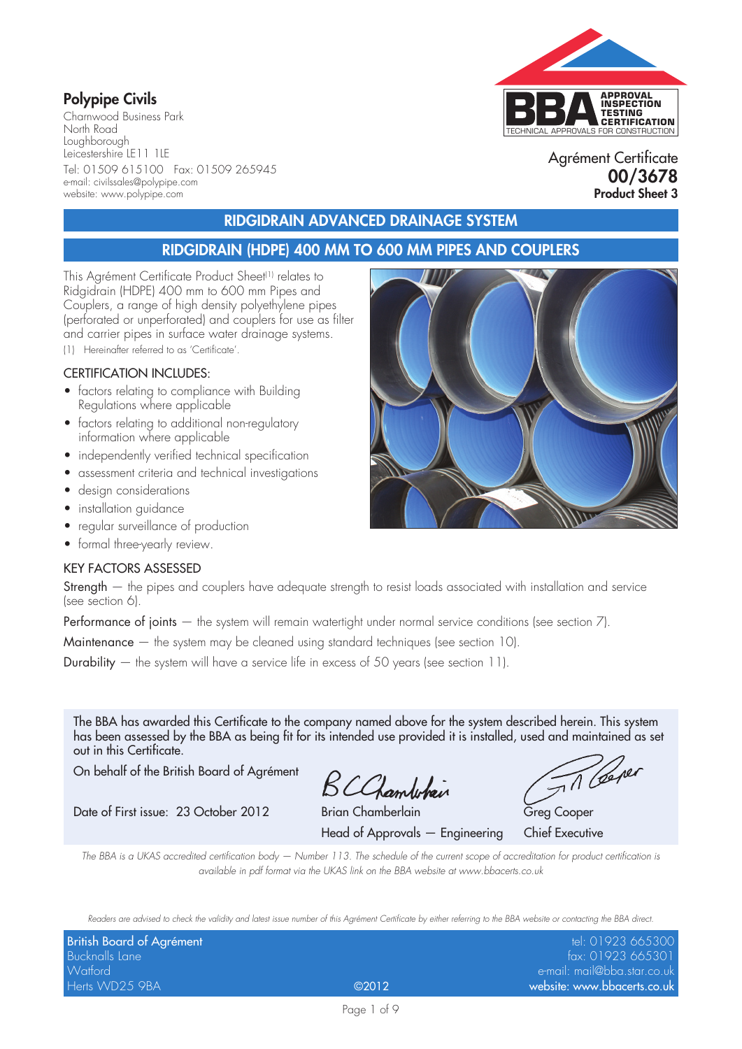**Polypipe Civils**

Charnwood Business Park
North Road
Loughborough
Leicestershire LE11 1LE
Tel: 01509 615100 Fax: 01509 265945
e-mail: civilssales@polypipe.com
website: www.polypipe.com

APPROVAL INSPECTION TESTING CERTIFICATION
TECHNICAL APPROVALS FOR CONSTRUCTION

Agrément Certificate
**00/3678**
**Product Sheet 3**

## RIDGIDRAIN ADVANCED DRAINAGE SYSTEM

## RIDGIDRAIN (HDPE) 400 MM TO 600 MM PIPES AND COUPLERS

This Agrément Certificate Product Sheet[1] relates to Ridgidrain (HDPE) 400 mm to 600 mm Pipes and Couplers, a range of high density polyethylene pipes (perforated or unperforated) and couplers for use as filter and carrier pipes in surface water drainage systems.

(1) Hereinafter referred to as 'Certificate'.

### CERTIFICATION INCLUDES:

- factors relating to compliance with Building Regulations where applicable
- factors relating to additional non-regulatory information where applicable
- independently verified technical specification
- assessment criteria and technical investigations
- design considerations
- installation guidance
- regular surveillance of production
- formal three-yearly review.

### KEY FACTORS ASSESSED

Strength — the pipes and couplers have adequate strength to resist loads associated with installation and service (see section 6).

Performance of joints — the system will remain watertight under normal service conditions (see section 7).

Maintenance — the system may be cleaned using standard techniques (see section 10).

Durability — the system will have a service life in excess of 50 years (see section 11).

The BBA has awarded this Certificate to the company named above for the system described herein. This system has been assessed by the BBA as being fit for its intended use provided it is installed, used and maintained as set out in this Certificate.

On behalf of the British Board of Agrément

Date of First issue: 23 October 2012

Brian Chamberlain
Head of Approvals — Engineering

Greg Cooper
Chief Executive

*The BBA is a UKAS accredited certification body — Number 113. The schedule of the current scope of accreditation for product certification is available in pdf format via the UKAS link on the BBA website at www.bbacerts.co.uk*

*Readers are advised to check the validity and latest issue number of this Agrément Certificate by either referring to the BBA website or contacting the BBA direct.*

British Board of Agrément
Bucknalls Lane
Watford
Herts WD25 9BA

©2012

tel: 01923 665300
fax: 01923 665301
e-mail: mail@bba.star.co.uk
website: www.bbacerts.co.uk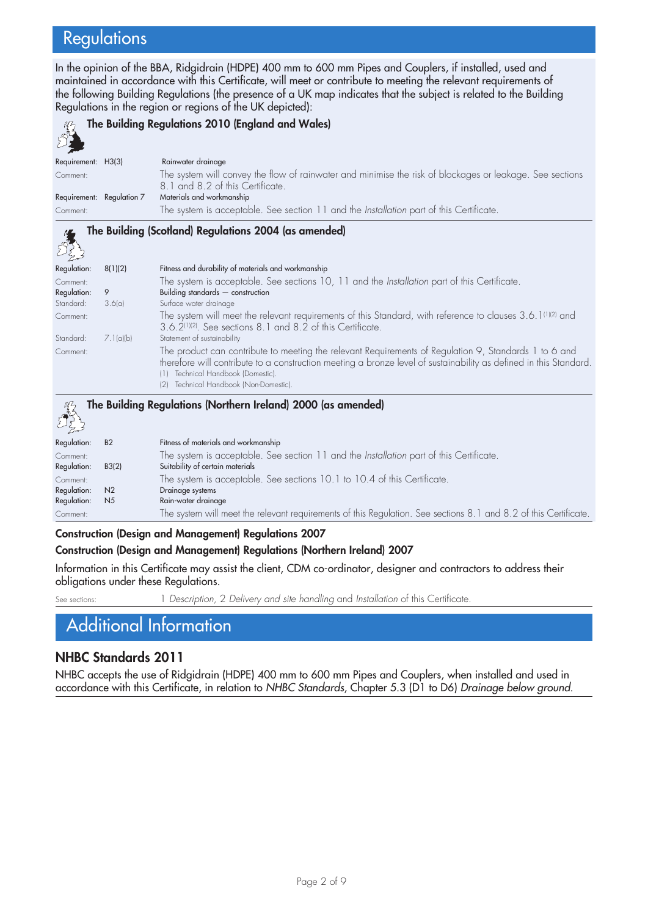# Regulations

In the opinion of the BBA, Ridgidrain (HDPE) 400 mm to 600 mm Pipes and Couplers, if installed, used and maintained in accordance with this Certificate, will meet or contribute to meeting the relevant requirements of the following Building Regulations (the presence of a UK map indicates that the subject is related to the Building Regulations in the region or regions of the UK depicted):

### The Building Regulations 2010 (England and Wales)

| | | |
|---|---|---|
| Requirement: | H3(3) | Rainwater drainage |
| Comment: | | The system will convey the flow of rainwater and minimise the risk of blockages or leakage. See sections 8.1 and 8.2 of this Certificate. |
| Requirement: | Regulation 7 | Materials and workmanship |
| Comment: | | The system is acceptable. See section 11 and the *Installation* part of this Certificate. |

### The Building (Scotland) Regulations 2004 (as amended)

| | | |
|---|---|---|
| Regulation: | 8(1)(2) | Fitness and durability of materials and workmanship |
| Comment: | | The system is acceptable. See sections 10, 11 and the *Installation* part of this Certificate. |
| Regulation: | 9 | Building standards — construction |
| Standard: | 3.6(a) | Surface water drainage |
| Comment: | | The system will meet the relevant requirements of this Standard, with reference to clauses 3.6.1[1][2] and 3.6.2[1][2]. See sections 8.1 and 8.2 of this Certificate. |
| Standard: | 7.1(a)(b) | Statement of sustainability |
| Comment: | | The product can contribute to meeting the relevant Requirements of Regulation 9, Standards 1 to 6 and therefore will contribute to a construction meeting a bronze level of sustainability as defined in this Standard. |

(1) Technical Handbook (Domestic).
(2) Technical Handbook (Non-Domestic).

### The Building Regulations (Northern Ireland) 2000 (as amended)

| | | |
|---|---|---|
| Regulation: | B2 | Fitness of materials and workmanship |
| Comment: | | The system is acceptable. See section 11 and the *Installation* part of this Certificate. |
| Regulation: | B3(2) | Suitability of certain materials |
| Comment: | | The system is acceptable. See sections 10.1 to 10.4 of this Certificate. |
| Regulation: | N2 | Drainage systems |
| Regulation: | N5 | Rain-water drainage |
| Comment: | | The system will meet the relevant requirements of this Regulation. See sections 8.1 and 8.2 of this Certificate. |

### Construction (Design and Management) Regulations 2007
### Construction (Design and Management) Regulations (Northern Ireland) 2007

Information in this Certificate may assist the client, CDM co-ordinator, designer and contractors to address their obligations under these Regulations.

See sections: 1 *Description*, 2 *Delivery and site handling* and *Installation* of this Certificate.

# Additional Information

## NHBC Standards 2011

NHBC accepts the use of Ridgidrain (HDPE) 400 mm to 600 mm Pipes and Couplers, when installed and used in accordance with this Certificate, in relation to *NHBC Standards*, Chapter 5.3 (D1 to D6) *Drainage below ground*.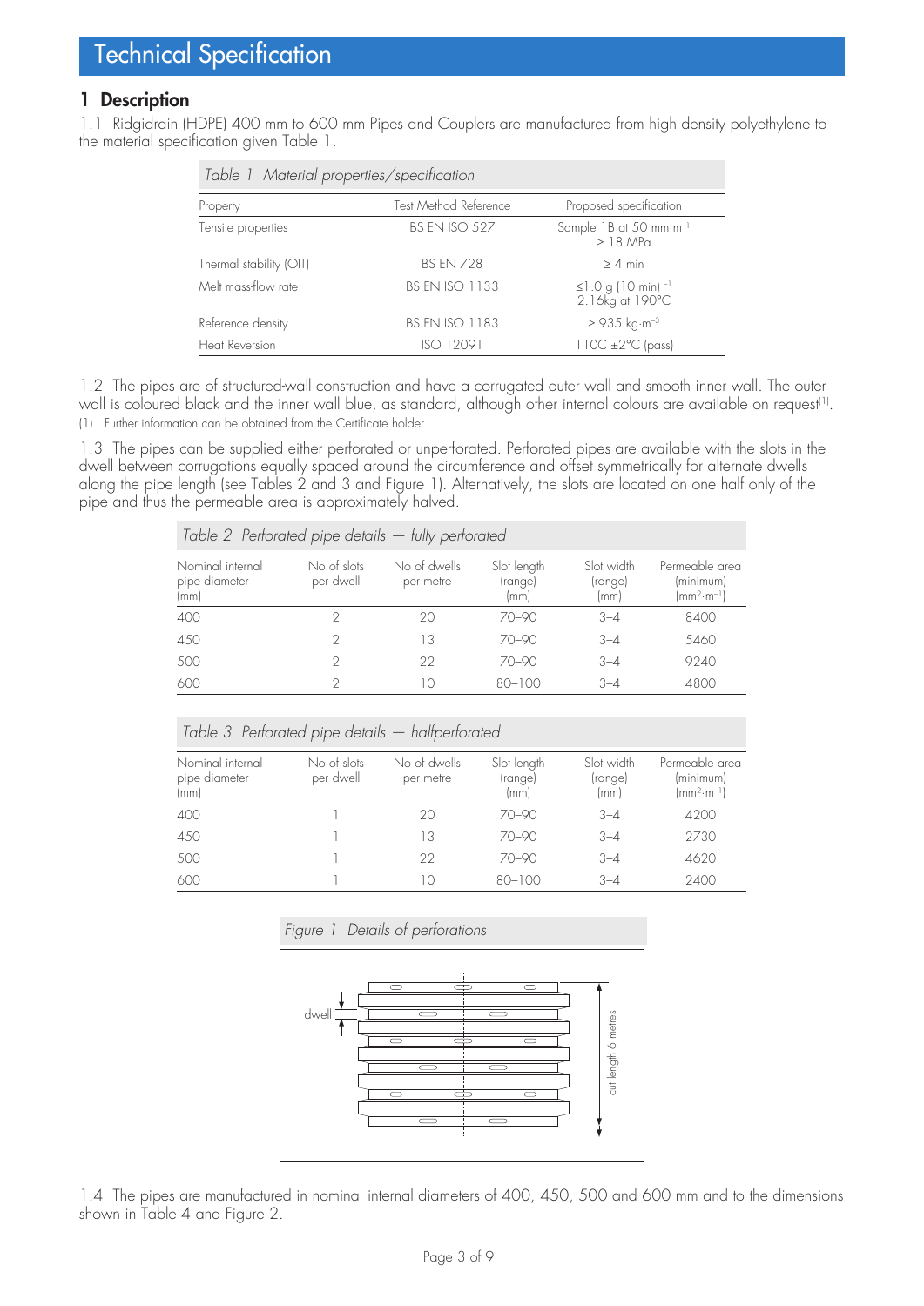# Technical Specification

## 1 Description

1.1 Ridgidrain (HDPE) 400 mm to 600 mm Pipes and Couplers are manufactured from high density polyethylene to the material specification given Table 1.

*Table 1 Material properties/specification*

| Property | Test Method Reference | Proposed specification |
|---|---|---|
| Tensile properties | BS EN ISO 527 | Sample 1B at 50 mm·m$^{-1}$ ≥ 18 MPa |
| Thermal stability (OIT) | BS EN 728 | ≥ 4 min |
| Melt mass-flow rate | BS EN ISO 1133 | ≤1.0 g (10 min)$^{-1}$ 2.16kg at 190°C |
| Reference density | BS EN ISO 1183 | ≥ 935 kg·m$^{-3}$ |
| Heat Reversion | ISO 12091 | 110C ±2°C (pass) |

1.2 The pipes are of structured-wall construction and have a corrugated outer wall and smooth inner wall. The outer wall is coloured black and the inner wall blue, as standard, although other internal colours are available on request[1].

(1) Further information can be obtained from the Certificate holder.

1.3 The pipes can be supplied either perforated or unperforated. Perforated pipes are available with the slots in the dwell between corrugations equally spaced around the circumference and offset symmetrically for alternate dwells along the pipe length (see Tables 2 and 3 and Figure 1). Alternatively, the slots are located on one half only of the pipe and thus the permeable area is approximately halved.

*Table 2 Perforated pipe details — fully perforated*

| Nominal internal pipe diameter (mm) | No of slots per dwell | No of dwells per metre | Slot length (range) (mm) | Slot width (range) (mm) | Permeable area (minimum) (mm$^2$·m$^{-1}$) |
|---|---|---|---|---|---|
| 400 | 2 | 20 | 70–90 | 3–4 | 8400 |
| 450 | 2 | 13 | 70–90 | 3–4 | 5460 |
| 500 | 2 | 22 | 70–90 | 3–4 | 9240 |
| 600 | 2 | 10 | 80–100 | 3–4 | 4800 |

*Table 3 Perforated pipe details — halfperforated*

| Nominal internal pipe diameter (mm) | No of slots per dwell | No of dwells per metre | Slot length (range) (mm) | Slot width (range) (mm) | Permeable area (minimum) (mm$^2$·m$^{-1}$) |
|---|---|---|---|---|---|
| 400 | 1 | 20 | 70–90 | 3–4 | 4200 |
| 450 | 1 | 13 | 70–90 | 3–4 | 2730 |
| 500 | 1 | 22 | 70–90 | 3–4 | 4620 |
| 600 | 1 | 10 | 80–100 | 3–4 | 2400 |

*Figure 1 Details of perforations*

dwell

cut length 6 metres

1.4 The pipes are manufactured in nominal internal diameters of 400, 450, 500 and 600 mm and to the dimensions shown in Table 4 and Figure 2.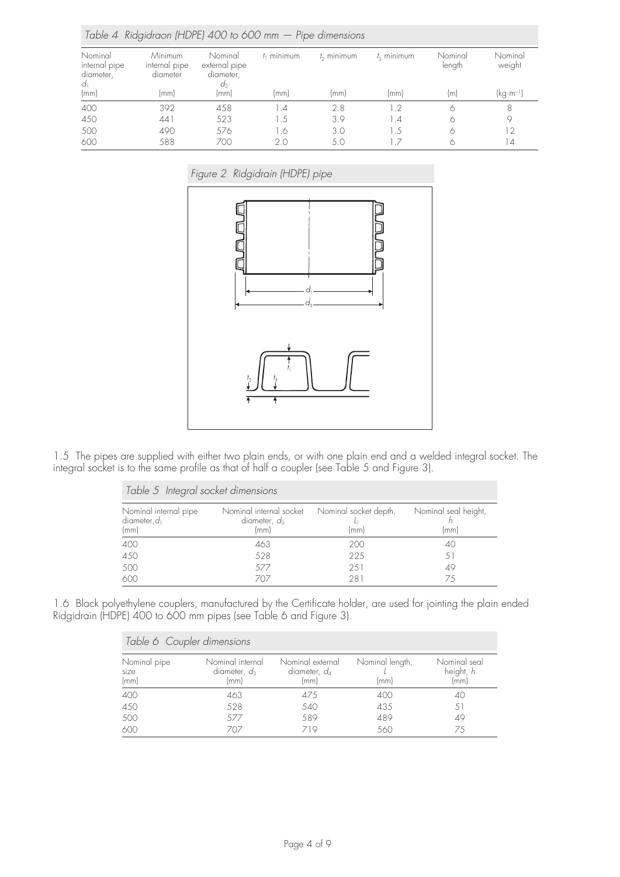*Table 4 Ridgidraon (HDPE) 400 to 600 mm — Pipe dimensions*

| Nominal internal pipe diameter, $d_1$ (mm) | Minimum internal pipe diameter (mm) | Nominal external pipe diameter, $d_2$ (mm) | $t_1$ minimum (mm) | $t_2$ minimum (mm) | $t_3$ minimum (mm) | Nominal length (m) | Nominal weight ($kg{\cdot}m^{-1}$) |
|---|---|---|---|---|---|---|---|
| 400 | 392 | 458 | 1.4 | 2.8 | 1.2 | 6 | 8 |
| 450 | 441 | 523 | 1.5 | 3.9 | 1.4 | 6 | 9 |
| 500 | 490 | 576 | 1.6 | 3.0 | 1.5 | 6 | 12 |
| 600 | 588 | 700 | 2.0 | 5.0 | 1.7 | 6 | 14 |

*Figure 2 Ridgidrain (HDPE) pipe*

1.5 The pipes are supplied with either two plain ends, or with one plain end and a welded integral socket. The integral socket is to the same profile as that of half a coupler (see Table 5 and Figure 3).

*Table 5 Integral socket dimensions*

| Nominal internal pipe diameter, $d_1$ (mm) | Nominal internal socket diameter, $d_3$ (mm) | Nominal socket depth, $L_1$ (mm) | Nominal seal height, $h$ (mm) |
|---|---|---|---|
| 400 | 463 | 200 | 40 |
| 450 | 528 | 225 | 51 |
| 500 | 577 | 251 | 49 |
| 600 | 707 | 281 | 75 |

1.6 Black polyethylene couplers, manufactured by the Certificate holder, are used for jointing the plain ended Ridgidrain (HDPE) 400 to 600 mm pipes (see Table 6 and Figure 3).

*Table 6 Coupler dimensions*

| Nominal pipe size (mm) | Nominal internal diameter, $d_3$ (mm) | Nominal external diameter, $d_4$ (mm) | Nominal length, $L$ (mm) | Nominal seal height, $h$ (mm) |
|---|---|---|---|---|
| 400 | 463 | 475 | 400 | 40 |
| 450 | 528 | 540 | 435 | 51 |
| 500 | 577 | 589 | 489 | 49 |
| 600 | 707 | 719 | 560 | 75 |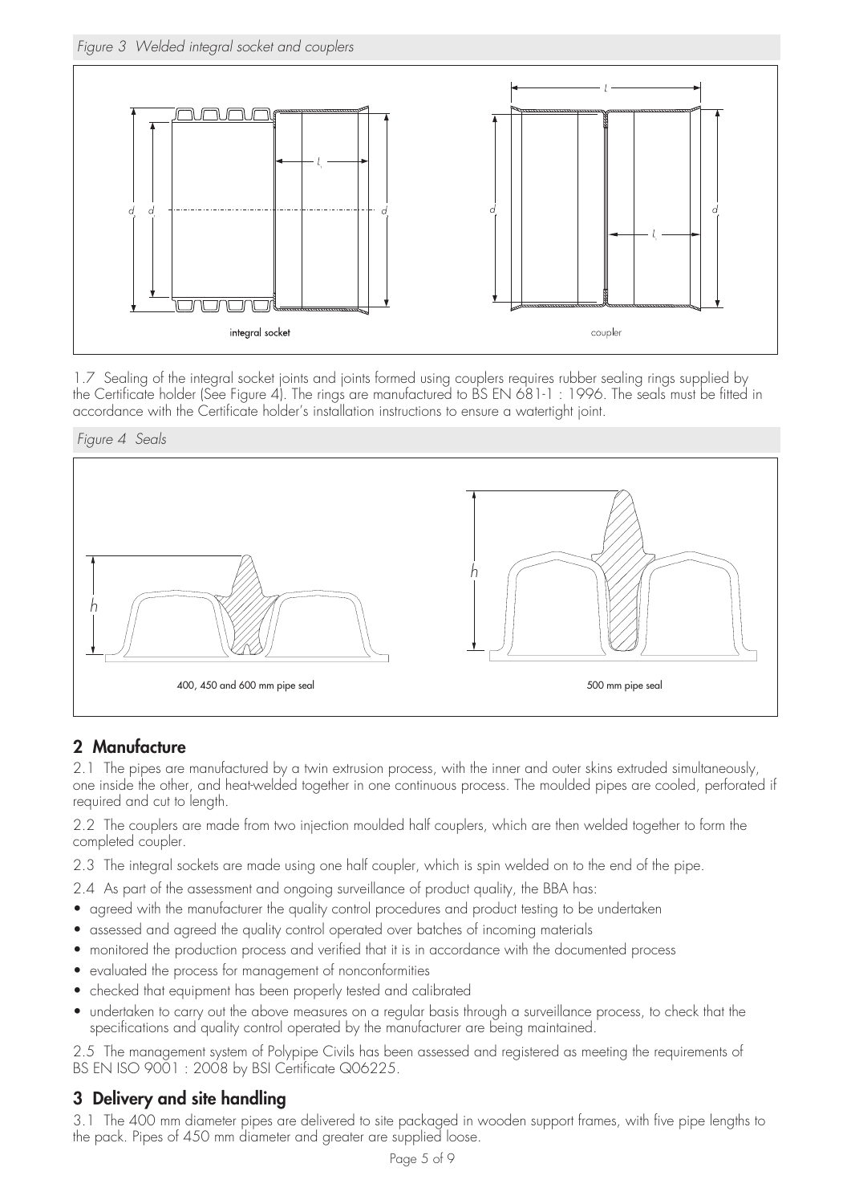*Figure 3 Welded integral socket and couplers*

integral socket

coupler

1.7 Sealing of the integral socket joints and joints formed using couplers requires rubber sealing rings supplied by the Certificate holder (See Figure 4). The rings are manufactured to BS EN 681-1 : 1996. The seals must be fitted in accordance with the Certificate holder's installation instructions to ensure a watertight joint.

*Figure 4 Seals*

400, 450 and 600 mm pipe seal

500 mm pipe seal

## 2 Manufacture

2.1 The pipes are manufactured by a twin extrusion process, with the inner and outer skins extruded simultaneously, one inside the other, and heat-welded together in one continuous process. The moulded pipes are cooled, perforated if required and cut to length.

2.2 The couplers are made from two injection moulded half couplers, which are then welded together to form the completed coupler.

2.3 The integral sockets are made using one half coupler, which is spin welded on to the end of the pipe.

2.4 As part of the assessment and ongoing surveillance of product quality, the BBA has:

- agreed with the manufacturer the quality control procedures and product testing to be undertaken
- assessed and agreed the quality control operated over batches of incoming materials
- monitored the production process and verified that it is in accordance with the documented process
- evaluated the process for management of nonconformities
- checked that equipment has been properly tested and calibrated
- undertaken to carry out the above measures on a regular basis through a surveillance process, to check that the specifications and quality control operated by the manufacturer are being maintained.

2.5 The management system of Polypipe Civils has been assessed and registered as meeting the requirements of BS EN ISO 9001 : 2008 by BSI Certificate Q06225.

## 3 Delivery and site handling

3.1 The 400 mm diameter pipes are delivered to site packaged in wooden support frames, with five pipe lengths to the pack. Pipes of 450 mm diameter and greater are supplied loose.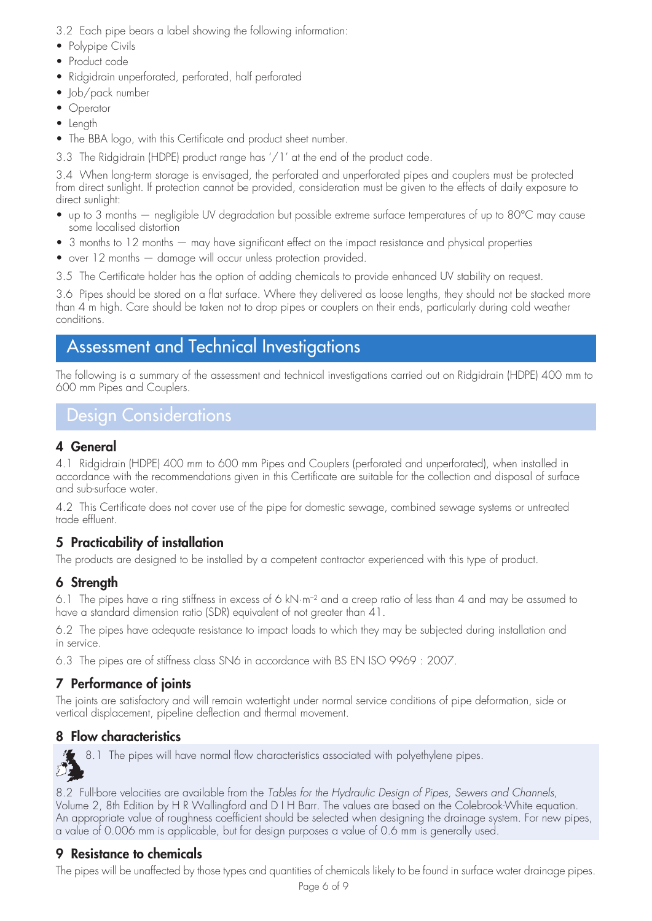3.2 Each pipe bears a label showing the following information:

- Polypipe Civils
- Product code
- Ridgidrain unperforated, perforated, half perforated
- Job/pack number
- Operator
- Length
- The BBA logo, with this Certificate and product sheet number.

3.3 The Ridgidrain (HDPE) product range has '/1' at the end of the product code.

3.4 When long-term storage is envisaged, the perforated and unperforated pipes and couplers must be protected from direct sunlight. If protection cannot be provided, consideration must be given to the effects of daily exposure to direct sunlight:

- up to 3 months — negligible UV degradation but possible extreme surface temperatures of up to 80°C may cause some localised distortion
- 3 months to 12 months — may have significant effect on the impact resistance and physical properties
- over 12 months — damage will occur unless protection provided.

3.5 The Certificate holder has the option of adding chemicals to provide enhanced UV stability on request.

3.6 Pipes should be stored on a flat surface. Where they delivered as loose lengths, they should not be stacked more than 4 m high. Care should be taken not to drop pipes or couplers on their ends, particularly during cold weather conditions.

# Assessment and Technical Investigations

The following is a summary of the assessment and technical investigations carried out on Ridgidrain (HDPE) 400 mm to 600 mm Pipes and Couplers.

## Design Considerations

### 4 General

4.1 Ridgidrain (HDPE) 400 mm to 600 mm Pipes and Couplers (perforated and unperforated), when installed in accordance with the recommendations given in this Certificate are suitable for the collection and disposal of surface and sub-surface water.

4.2 This Certificate does not cover use of the pipe for domestic sewage, combined sewage systems or untreated trade effluent.

### 5 Practicability of installation

The products are designed to be installed by a competent contractor experienced with this type of product.

### 6 Strength

6.1 The pipes have a ring stiffness in excess of 6 $kN{\cdot}m^{-2}$ and a creep ratio of less than 4 and may be assumed to have a standard dimension ratio (SDR) equivalent of not greater than 41.

6.2 The pipes have adequate resistance to impact loads to which they may be subjected during installation and in service.

6.3 The pipes are of stiffness class SN6 in accordance with BS EN ISO 9969 : 2007.

### 7 Performance of joints

The joints are satisfactory and will remain watertight under normal service conditions of pipe deformation, side or vertical displacement, pipeline deflection and thermal movement.

### 8 Flow characteristics

8.1 The pipes will have normal flow characteristics associated with polyethylene pipes.

8.2 Full-bore velocities are available from the *Tables for the Hydraulic Design of Pipes, Sewers and Channels*, Volume 2, 8th Edition by H R Wallingford and D I H Barr. The values are based on the Colebrook-White equation. An appropriate value of roughness coefficient should be selected when designing the drainage system. For new pipes, a value of 0.006 mm is applicable, but for design purposes a value of 0.6 mm is generally used.

### 9 Resistance to chemicals

The pipes will be unaffected by those types and quantities of chemicals likely to be found in surface water drainage pipes.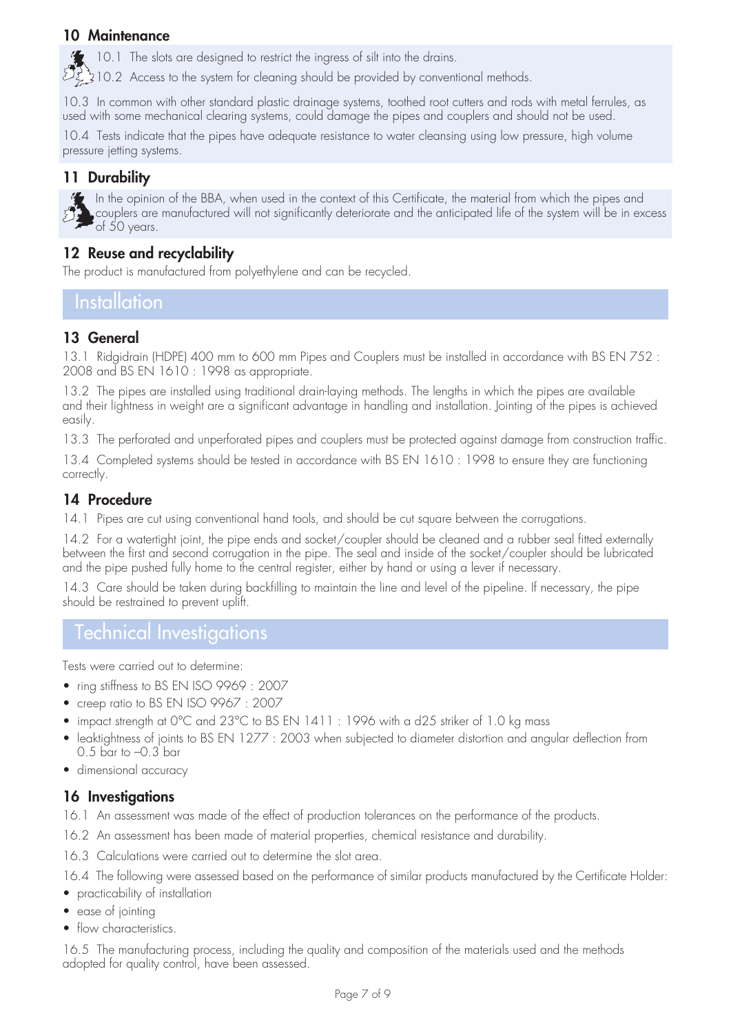## 10 Maintenance

10.1 The slots are designed to restrict the ingress of silt into the drains.

10.2 Access to the system for cleaning should be provided by conventional methods.

10.3 In common with other standard plastic drainage systems, toothed root cutters and rods with metal ferrules, as used with some mechanical clearing systems, could damage the pipes and couplers and should not be used.

10.4 Tests indicate that the pipes have adequate resistance to water cleansing using low pressure, high volume pressure jetting systems.

## 11 Durability

In the opinion of the BBA, when used in the context of this Certificate, the material from which the pipes and couplers are manufactured will not significantly deteriorate and the anticipated life of the system will be in excess of 50 years.

## 12 Reuse and recyclability

The product is manufactured from polyethylene and can be recycled.

# Installation

## 13 General

13.1 Ridgidrain (HDPE) 400 mm to 600 mm Pipes and Couplers must be installed in accordance with BS EN 752 : 2008 and BS EN 1610 : 1998 as appropriate.

13.2 The pipes are installed using traditional drain-laying methods. The lengths in which the pipes are available and their lightness in weight are a significant advantage in handling and installation. Jointing of the pipes is achieved easily.

13.3 The perforated and unperforated pipes and couplers must be protected against damage from construction traffic.

13.4 Completed systems should be tested in accordance with BS EN 1610 : 1998 to ensure they are functioning correctly.

## 14 Procedure

14.1 Pipes are cut using conventional hand tools, and should be cut square between the corrugations.

14.2 For a watertight joint, the pipe ends and socket/coupler should be cleaned and a rubber seal fitted externally between the first and second corrugation in the pipe. The seal and inside of the socket/coupler should be lubricated and the pipe pushed fully home to the central register, either by hand or using a lever if necessary.

14.3 Care should be taken during backfilling to maintain the line and level of the pipeline. If necessary, the pipe should be restrained to prevent uplift.

# Technical Investigations

Tests were carried out to determine:

- ring stiffness to BS EN ISO 9969 : 2007
- creep ratio to BS EN ISO 9967 : 2007
- impact strength at 0°C and 23°C to BS EN 1411 : 1996 with a d25 striker of 1.0 kg mass
- leaktightness of joints to BS EN 1277 : 2003 when subjected to diameter distortion and angular deflection from 0.5 bar to –0.3 bar
- dimensional accuracy

## 16 Investigations

16.1 An assessment was made of the effect of production tolerances on the performance of the products.

16.2 An assessment has been made of material properties, chemical resistance and durability.

16.3 Calculations were carried out to determine the slot area.

16.4 The following were assessed based on the performance of similar products manufactured by the Certificate Holder:

- practicability of installation
- ease of jointing
- flow characteristics.

16.5 The manufacturing process, including the quality and composition of the materials used and the methods adopted for quality control, have been assessed.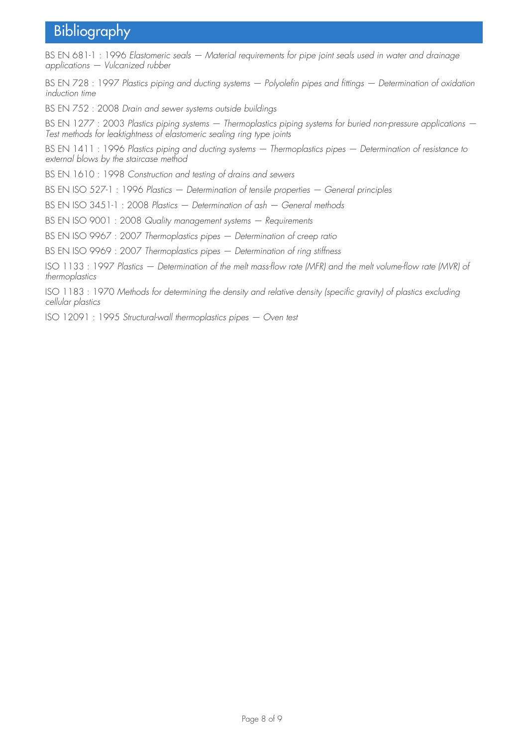# Bibliography

BS EN 681-1 : 1996 *Elastomeric seals — Material requirements for pipe joint seals used in water and drainage applications — Vulcanized rubber*

BS EN 728 : 1997 *Plastics piping and ducting systems — Polyolefin pipes and fittings — Determination of oxidation induction time*

BS EN 752 : 2008 *Drain and sewer systems outside buildings*

BS EN 1277 : 2003 *Plastics piping systems — Thermoplastics piping systems for buried non-pressure applications — Test methods for leaktightness of elastomeric sealing ring type joints*

BS EN 1411 : 1996 *Plastics piping and ducting systems — Thermoplastics pipes — Determination of resistance to external blows by the staircase method*

BS EN 1610 : 1998 *Construction and testing of drains and sewers*

BS EN ISO 527-1 : 1996 *Plastics — Determination of tensile properties — General principles*

BS EN ISO 3451-1 : 2008 *Plastics — Determination of ash — General methods*

BS EN ISO 9001 : 2008 *Quality management systems — Requirements*

BS EN ISO 9967 : 2007 *Thermoplastics pipes — Determination of creep ratio*

BS EN ISO 9969 : 2007 *Thermoplastics pipes — Determination of ring stiffness*

ISO 1133 : 1997 *Plastics — Determination of the melt mass-flow rate (MFR) and the melt volume-flow rate (MVR) of thermoplastics*

ISO 1183 : 1970 *Methods for determining the density and relative density (specific gravity) of plastics excluding cellular plastics*

ISO 12091 : 1995 *Structural-wall thermoplastics pipes — Oven test*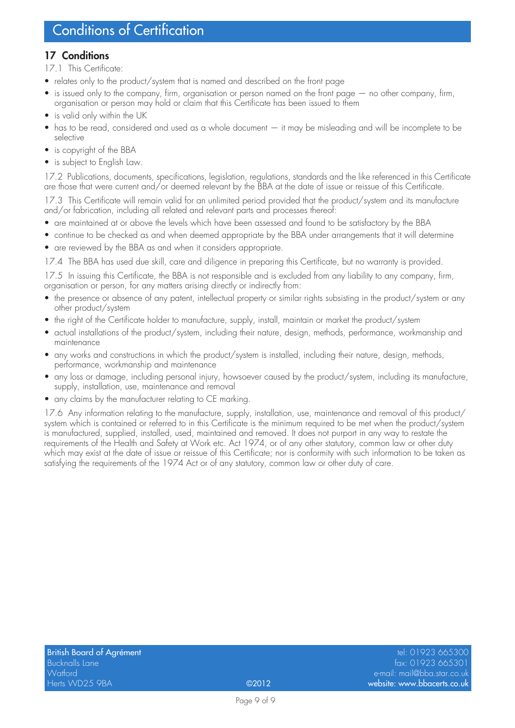# Conditions of Certification

## 17 Conditions

17.1 This Certificate:

- relates only to the product/system that is named and described on the front page
- is issued only to the company, firm, organisation or person named on the front page — no other company, firm, organisation or person may hold or claim that this Certificate has been issued to them
- is valid only within the UK
- has to be read, considered and used as a whole document — it may be misleading and will be incomplete to be selective
- is copyright of the BBA
- is subject to English Law.

17.2 Publications, documents, specifications, legislation, regulations, standards and the like referenced in this Certificate are those that were current and/or deemed relevant by the BBA at the date of issue or reissue of this Certificate.

17.3 This Certificate will remain valid for an unlimited period provided that the product/system and its manufacture and/or fabrication, including all related and relevant parts and processes thereof:

- are maintained at or above the levels which have been assessed and found to be satisfactory by the BBA
- continue to be checked as and when deemed appropriate by the BBA under arrangements that it will determine
- are reviewed by the BBA as and when it considers appropriate.

17.4 The BBA has used due skill, care and diligence in preparing this Certificate, but no warranty is provided.

17.5 In issuing this Certificate, the BBA is not responsible and is excluded from any liability to any company, firm, organisation or person, for any matters arising directly or indirectly from:

- the presence or absence of any patent, intellectual property or similar rights subsisting in the product/system or any other product/system
- the right of the Certificate holder to manufacture, supply, install, maintain or market the product/system
- actual installations of the product/system, including their nature, design, methods, performance, workmanship and maintenance
- any works and constructions in which the product/system is installed, including their nature, design, methods, performance, workmanship and maintenance
- any loss or damage, including personal injury, howsoever caused by the product/system, including its manufacture, supply, installation, use, maintenance and removal
- any claims by the manufacturer relating to CE marking.

17.6 Any information relating to the manufacture, supply, installation, use, maintenance and removal of this product/system which is contained or referred to in this Certificate is the minimum required to be met when the product/system is manufactured, supplied, installed, used, maintained and removed. It does not purport in any way to restate the requirements of the Health and Safety at Work etc. Act 1974, or of any other statutory, common law or other duty which may exist at the date of issue or reissue of this Certificate; nor is conformity with such information to be taken as satisfying the requirements of the 1974 Act or of any statutory, common law or other duty of care.

**British Board of Agrément**
Bucknalls Lane
Watford
Herts WD25 9BA

©2012

tel: 01923 665300
fax: 01923 665301
e-mail: mail@bba.star.co.uk
**website: www.bbacerts.co.uk**